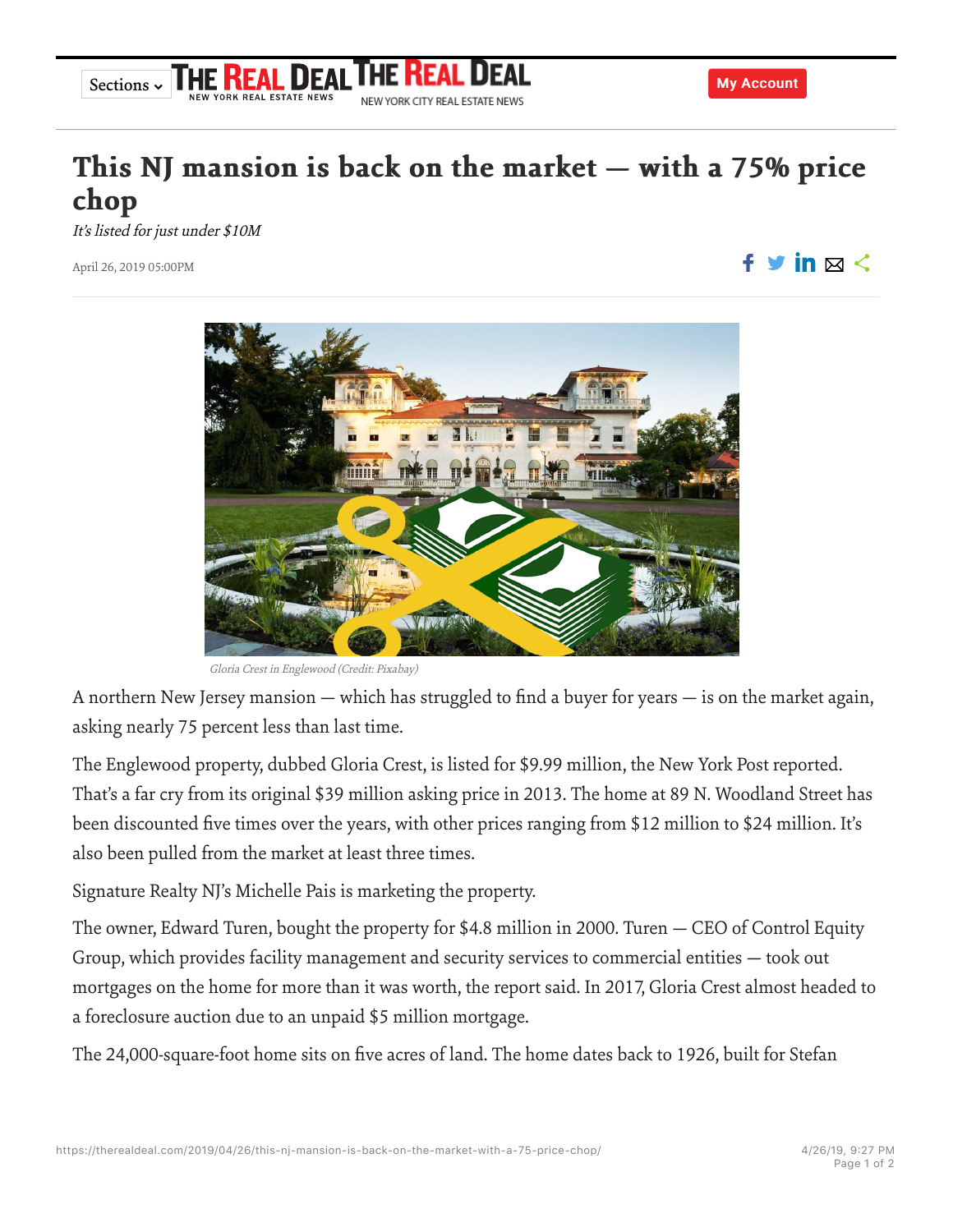# This NJ mansion is back on the market — with a 75% price chop

*It's listed for just under $10M*

April 26, 2019 05:00PM

*Gloria Crest in Englewood (Credit: Pixabay)*

A northern New Jersey mansion — which has struggled to find a buyer for years — is on the market again, asking nearly 75 percent less than last time.

The Englewood property, dubbed Gloria Crest, is listed for $9.99 million, the New York Post reported. That's a far cry from its original $39 million asking price in 2013. The home at 89 N. Woodland Street has been discounted five times over the years, with other prices ranging from $12 million to $24 million. It's also been pulled from the market at least three times.

Signature Realty NJ's Michelle Pais is marketing the property.

The owner, Edward Turen, bought the property for $4.8 million in 2000. Turen — CEO of Control Equity Group, which provides facility management and security services to commercial entities — took out mortgages on the home for more than it was worth, the report said. In 2017, Gloria Crest almost headed to a foreclosure auction due to an unpaid $5 million mortgage.

The 24,000-square-foot home sits on five acres of land. The home dates back to 1926, built for Stefan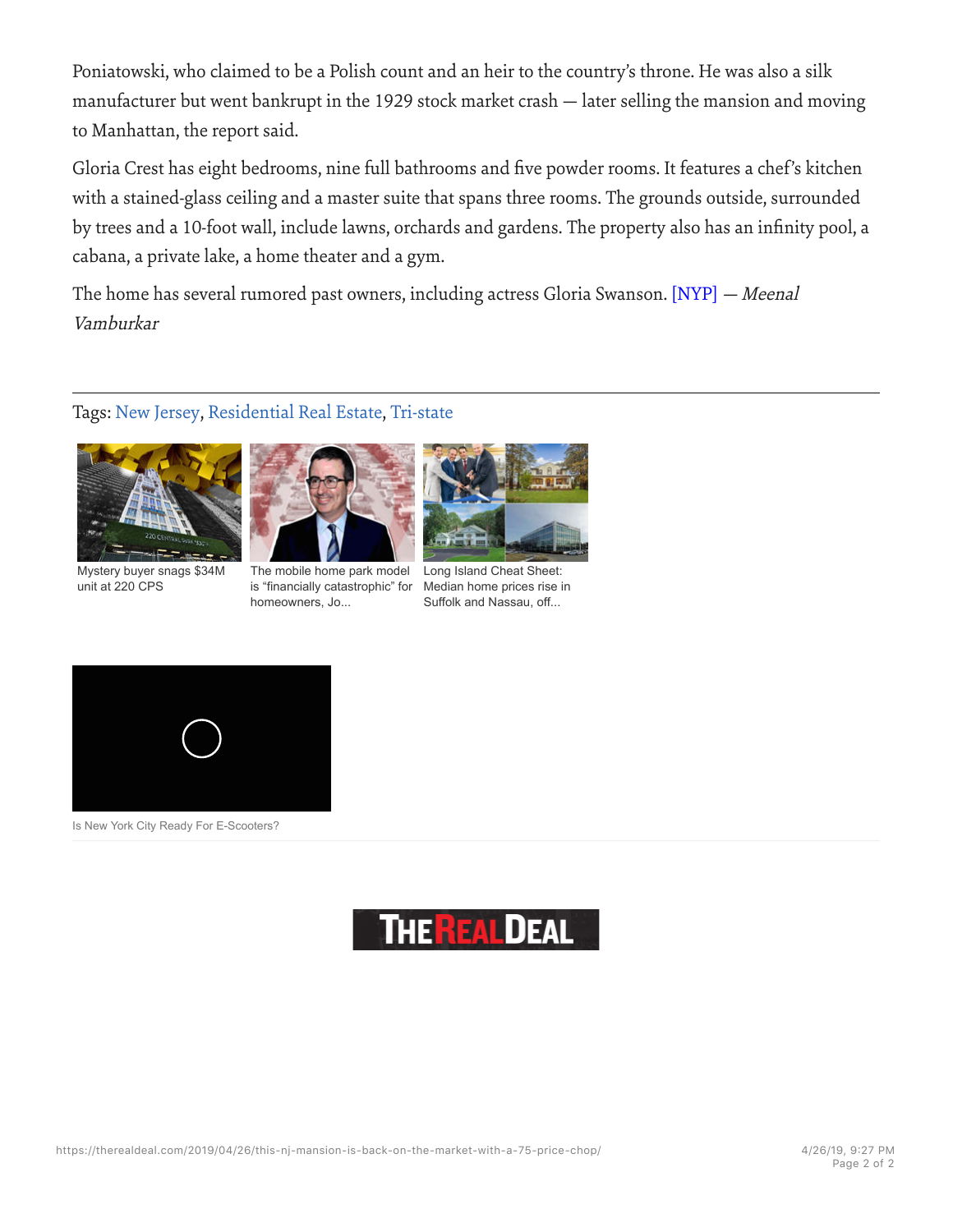Poniatowski, who claimed to be a Polish count and an heir to the country's throne. He was also a silk manufacturer but went bankrupt in the 1929 stock market crash — later selling the mansion and moving to Manhattan, the report said.

Gloria Crest has eight bedrooms, nine full bathrooms and five powder rooms. It features a chef's kitchen with a stained-glass ceiling and a master suite that spans three rooms. The grounds outside, surrounded by trees and a 10-foot wall, include lawns, orchards and gardens. The property also has an infinity pool, a cabana, a private lake, a home theater and a gym.

The home has several rumored past owners, including actress Gloria Swanson. [NYP] — *Meenal Vamburkar*

---

Tags: New Jersey, Residential Real Estate, Tri-state

Mystery buyer snags $34M unit at 220 CPS

The mobile home park model is "financially catastrophic" for homeowners, Jo...

Long Island Cheat Sheet: Median home prices rise in Suffolk and Nassau, off...

Is New York City Ready For E-Scooters?

THE REAL DEAL